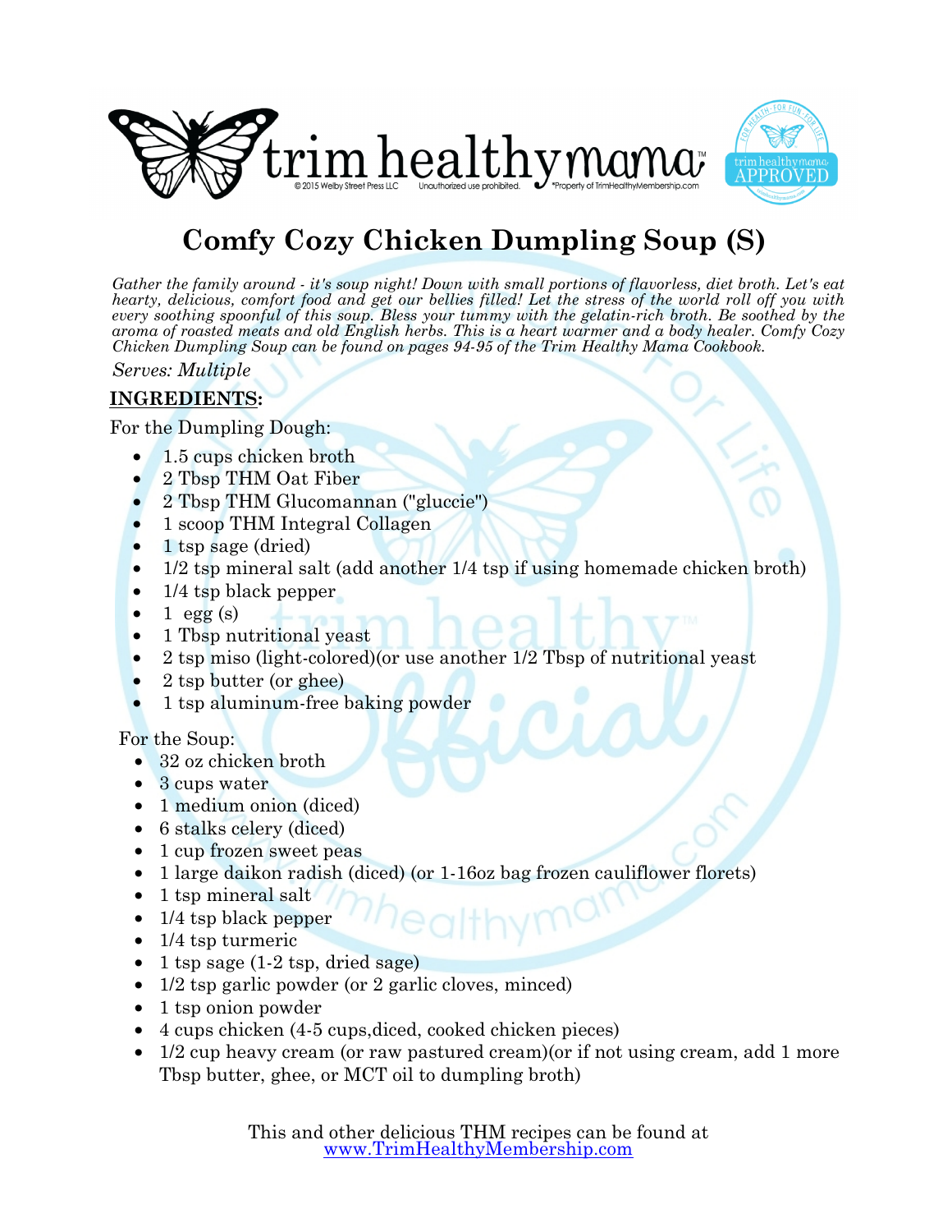# Comfy Cozy Chicken Dumpling Soup (S)

*Gather the family around - it's soup night! Down with small portions of flavorless, diet broth. Let's eat hearty, delicious, comfort food and get our bellies filled! Let the stress of the world roll off you with every soothing spoonful of this soup. Bless your tummy with the gelatin-rich broth. Be soothed by the aroma of roasted meats and old English herbs. This is a heart warmer and a body healer. Comfy Cozy Chicken Dumpling Soup can be found on pages 94-95 of the Trim Healthy Mama Cookbook.*

*Serves: Multiple*

**INGREDIENTS:**

For the Dumpling Dough:

- 1.5 cups chicken broth
- 2 Tbsp THM Oat Fiber
- 2 Tbsp THM Glucomannan ("gluccie")
- 1 scoop THM Integral Collagen
- 1 tsp sage (dried)
- 1/2 tsp mineral salt (add another 1/4 tsp if using homemade chicken broth)
- 1/4 tsp black pepper
- 1 egg (s)
- 1 Tbsp nutritional yeast
- 2 tsp miso (light-colored)(or use another 1/2 Tbsp of nutritional yeast
- 2 tsp butter (or ghee)
- 1 tsp aluminum-free baking powder

For the Soup:

- 32 oz chicken broth
- 3 cups water
- 1 medium onion (diced)
- 6 stalks celery (diced)
- 1 cup frozen sweet peas
- 1 large daikon radish (diced) (or 1-16oz bag frozen cauliflower florets)
- 1 tsp mineral salt
- 1/4 tsp black pepper
- 1/4 tsp turmeric
- 1 tsp sage (1-2 tsp, dried sage)
- 1/2 tsp garlic powder (or 2 garlic cloves, minced)
- 1 tsp onion powder
- 4 cups chicken (4-5 cups,diced, cooked chicken pieces)
- 1/2 cup heavy cream (or raw pastured cream)(or if not using cream, add 1 more Tbsp butter, ghee, or MCT oil to dumpling broth)

This and other delicious THM recipes can be found at
www.TrimHealthyMembership.com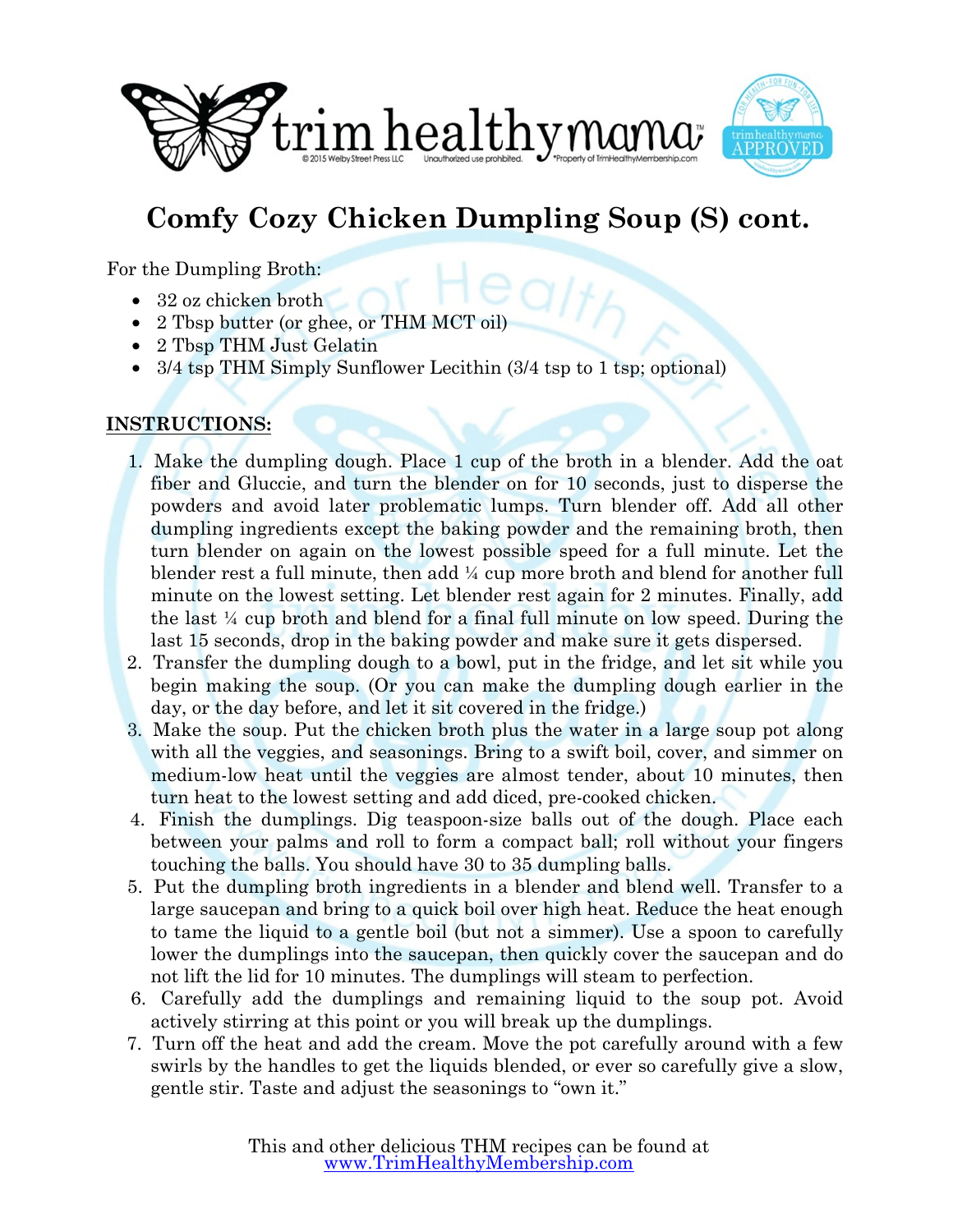# Comfy Cozy Chicken Dumpling Soup (S) cont.

For the Dumpling Broth:

- 32 oz chicken broth
- 2 Tbsp butter (or ghee, or THM MCT oil)
- 2 Tbsp THM Just Gelatin
- 3/4 tsp THM Simply Sunflower Lecithin (3/4 tsp to 1 tsp; optional)

**INSTRUCTIONS:**

1. Make the dumpling dough. Place 1 cup of the broth in a blender. Add the oat fiber and Gluccie, and turn the blender on for 10 seconds, just to disperse the powders and avoid later problematic lumps. Turn blender off. Add all other dumpling ingredients except the baking powder and the remaining broth, then turn blender on again on the lowest possible speed for a full minute. Let the blender rest a full minute, then add ¼ cup more broth and blend for another full minute on the lowest setting. Let blender rest again for 2 minutes. Finally, add the last ¼ cup broth and blend for a final full minute on low speed. During the last 15 seconds, drop in the baking powder and make sure it gets dispersed.
2. Transfer the dumpling dough to a bowl, put in the fridge, and let sit while you begin making the soup. (Or you can make the dumpling dough earlier in the day, or the day before, and let it sit covered in the fridge.)
3. Make the soup. Put the chicken broth plus the water in a large soup pot along with all the veggies, and seasonings. Bring to a swift boil, cover, and simmer on medium-low heat until the veggies are almost tender, about 10 minutes, then turn heat to the lowest setting and add diced, pre-cooked chicken.
4. Finish the dumplings. Dig teaspoon-size balls out of the dough. Place each between your palms and roll to form a compact ball; roll without your fingers touching the balls. You should have 30 to 35 dumpling balls.
5. Put the dumpling broth ingredients in a blender and blend well. Transfer to a large saucepan and bring to a quick boil over high heat. Reduce the heat enough to tame the liquid to a gentle boil (but not a simmer). Use a spoon to carefully lower the dumplings into the saucepan, then quickly cover the saucepan and do not lift the lid for 10 minutes. The dumplings will steam to perfection.
6. Carefully add the dumplings and remaining liquid to the soup pot. Avoid actively stirring at this point or you will break up the dumplings.
7. Turn off the heat and add the cream. Move the pot carefully around with a few swirls by the handles to get the liquids blended, or ever so carefully give a slow, gentle stir. Taste and adjust the seasonings to "own it."

This and other delicious THM recipes can be found at www.TrimHealthyMembership.com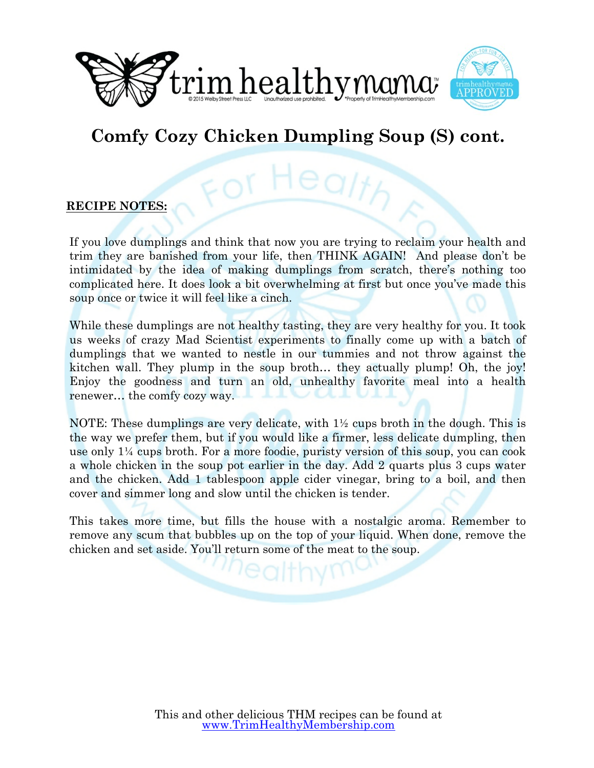# Comfy Cozy Chicken Dumpling Soup (S) cont.

**RECIPE NOTES:**

If you love dumplings and think that now you are trying to reclaim your health and trim they are banished from your life, then THINK AGAIN! And please don't be intimidated by the idea of making dumplings from scratch, there's nothing too complicated here. It does look a bit overwhelming at first but once you've made this soup once or twice it will feel like a cinch.

While these dumplings are not healthy tasting, they are very healthy for you. It took us weeks of crazy Mad Scientist experiments to finally come up with a batch of dumplings that we wanted to nestle in our tummies and not throw against the kitchen wall. They plump in the soup broth… they actually plump! Oh, the joy! Enjoy the goodness and turn an old, unhealthy favorite meal into a health renewer… the comfy cozy way.

NOTE: These dumplings are very delicate, with 1½ cups broth in the dough. This is the way we prefer them, but if you would like a firmer, less delicate dumpling, then use only 1¼ cups broth. For a more foodie, puristy version of this soup, you can cook a whole chicken in the soup pot earlier in the day. Add 2 quarts plus 3 cups water and the chicken. Add 1 tablespoon apple cider vinegar, bring to a boil, and then cover and simmer long and slow until the chicken is tender.

This takes more time, but fills the house with a nostalgic aroma. Remember to remove any scum that bubbles up on the top of your liquid. When done, remove the chicken and set aside. You'll return some of the meat to the soup.

This and other delicious THM recipes can be found at www.TrimHealthyMembership.com